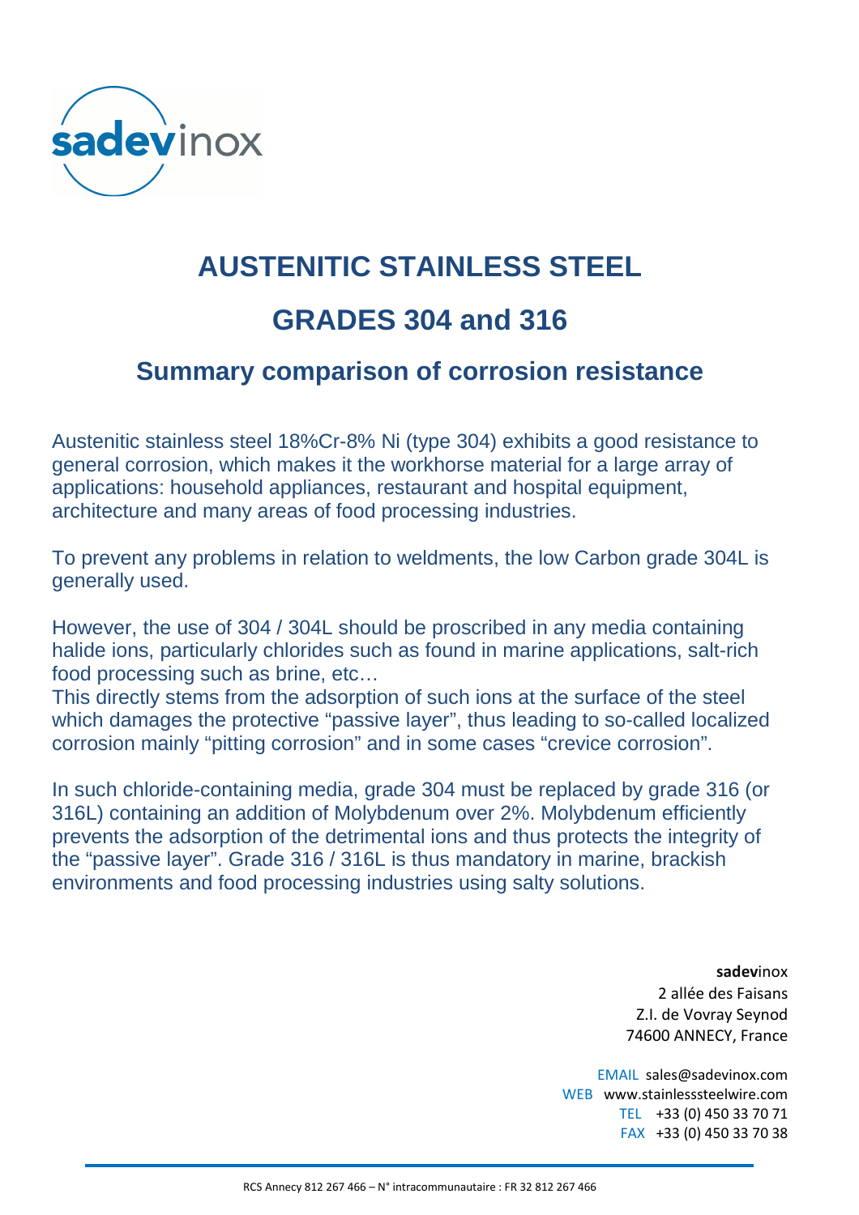# AUSTENITIC STAINLESS STEEL

# GRADES 304 and 316

## Summary comparison of corrosion resistance

Austenitic stainless steel 18%Cr-8% Ni (type 304) exhibits a good resistance to general corrosion, which makes it the workhorse material for a large array of applications: household appliances, restaurant and hospital equipment, architecture and many areas of food processing industries.

To prevent any problems in relation to weldments, the low Carbon grade 304L is generally used.

However, the use of 304 / 304L should be proscribed in any media containing halide ions, particularly chlorides such as found in marine applications, salt-rich food processing such as brine, etc…
This directly stems from the adsorption of such ions at the surface of the steel which damages the protective “passive layer”, thus leading to so-called localized corrosion mainly “pitting corrosion” and in some cases “crevice corrosion”.

In such chloride-containing media, grade 304 must be replaced by grade 316 (or 316L) containing an addition of Molybdenum over 2%. Molybdenum efficiently prevents the adsorption of the detrimental ions and thus protects the integrity of the “passive layer”. Grade 316 / 316L is thus mandatory in marine, brackish environments and food processing industries using salty solutions.

**sadev**inox
2 allée des Faisans
Z.I. de Vovray Seynod
74600 ANNECY, France

EMAIL sales@sadevinox.com
WEB www.stainlesssteelwire.com
TEL +33 (0) 450 33 70 71
FAX +33 (0) 450 33 70 38

RCS Annecy 812 267 466 – N° intracommunautaire : FR 32 812 267 466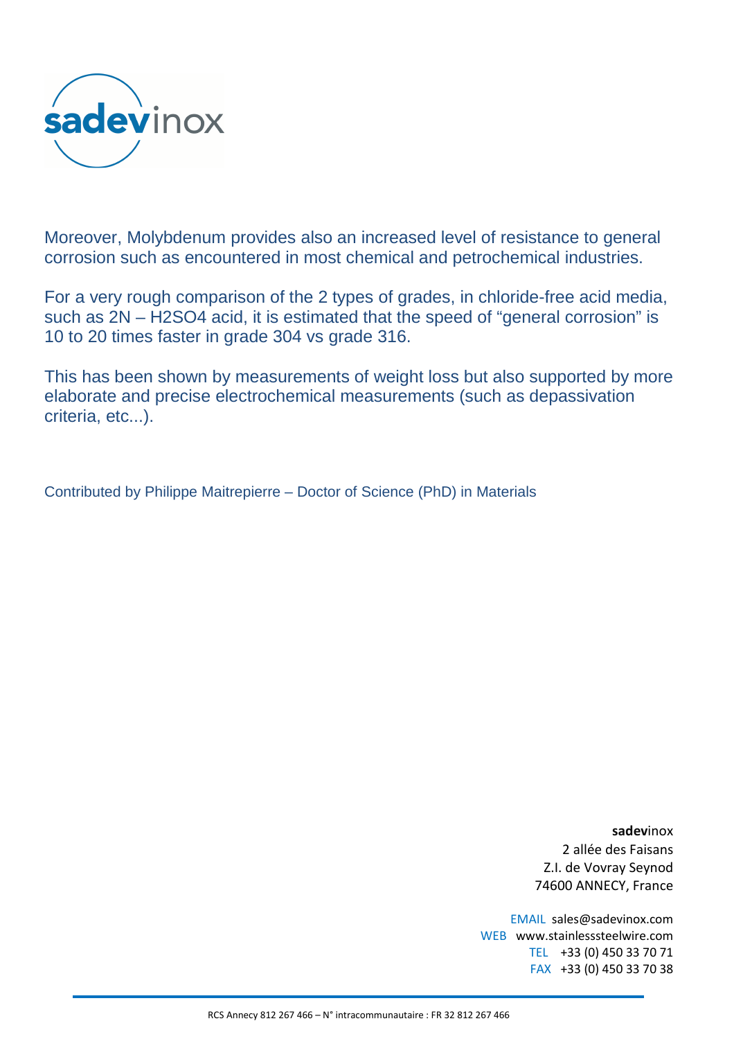Moreover, Molybdenum provides also an increased level of resistance to general corrosion such as encountered in most chemical and petrochemical industries.

For a very rough comparison of the 2 types of grades, in chloride-free acid media, such as 2N – $H_2SO_4$ acid, it is estimated that the speed of "general corrosion" is 10 to 20 times faster in grade 304 vs grade 316.

This has been shown by measurements of weight loss but also supported by more elaborate and precise electrochemical measurements (such as depassivation criteria, etc...).

Contributed by Philippe Maitrepierre – Doctor of Science (PhD) in Materials

**sadev**inox
2 allée des Faisans
Z.I. de Vovray Seynod
74600 ANNECY, France

EMAIL sales@sadevinox.com
WEB www.stainlesssteelwire.com
TEL +33 (0) 450 33 70 71
FAX +33 (0) 450 33 70 38

RCS Annecy 812 267 466 – N° intracommunautaire : FR 32 812 267 466